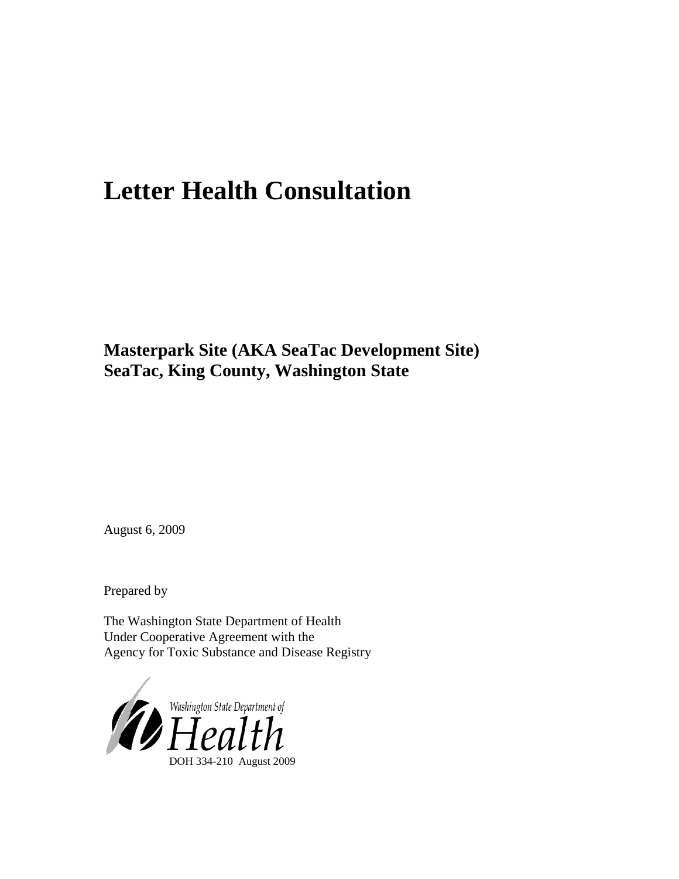# Letter Health Consultation

## Masterpark Site (AKA SeaTac Development Site)
## SeaTac, King County, Washington State

August 6, 2009

Prepared by

The Washington State Department of Health
Under Cooperative Agreement with the
Agency for Toxic Substance and Disease Registry

Washington State Department of
Health
DOH 334-210 August 2009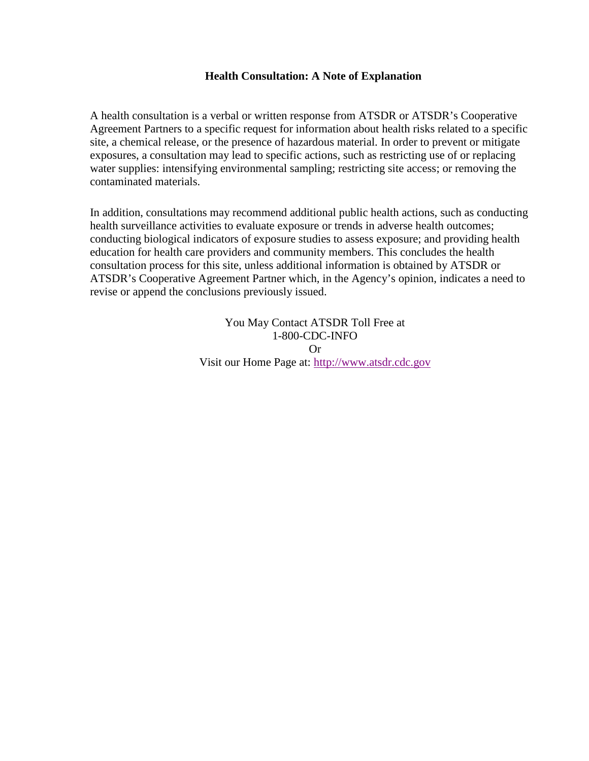## Health Consultation: A Note of Explanation

A health consultation is a verbal or written response from ATSDR or ATSDR's Cooperative Agreement Partners to a specific request for information about health risks related to a specific site, a chemical release, or the presence of hazardous material. In order to prevent or mitigate exposures, a consultation may lead to specific actions, such as restricting use of or replacing water supplies: intensifying environmental sampling; restricting site access; or removing the contaminated materials.

In addition, consultations may recommend additional public health actions, such as conducting health surveillance activities to evaluate exposure or trends in adverse health outcomes; conducting biological indicators of exposure studies to assess exposure; and providing health education for health care providers and community members. This concludes the health consultation process for this site, unless additional information is obtained by ATSDR or ATSDR's Cooperative Agreement Partner which, in the Agency's opinion, indicates a need to revise or append the conclusions previously issued.

You May Contact ATSDR Toll Free at
1-800-CDC-INFO
Or
Visit our Home Page at: http://www.atsdr.cdc.gov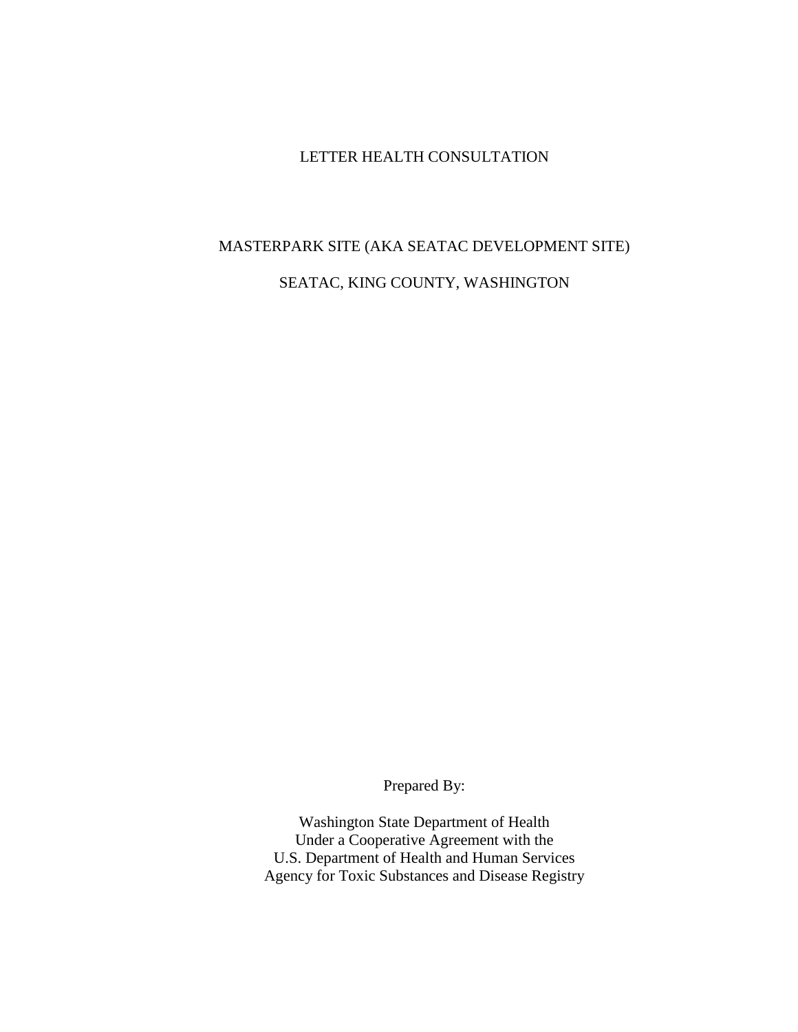# LETTER HEALTH CONSULTATION

## MASTERPARK SITE (AKA SEATAC DEVELOPMENT SITE)

## SEATAC, KING COUNTY, WASHINGTON

Prepared By:

Washington State Department of Health  
Under a Cooperative Agreement with the  
U.S. Department of Health and Human Services  
Agency for Toxic Substances and Disease Registry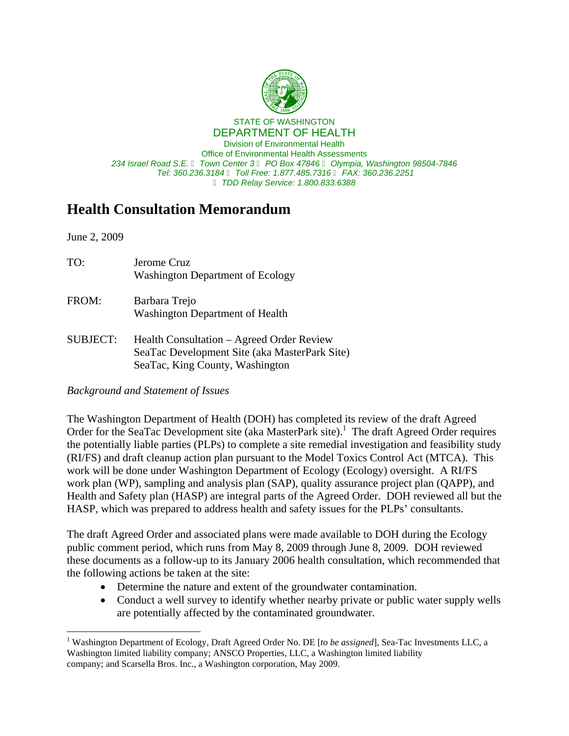STATE OF WASHINGTON
DEPARTMENT OF HEALTH
Division of Environmental Health
Office of Environmental Health Assessments
*234 Israel Road S.E. • Town Center 3 • PO Box 47846 • Olympia, Washington 98504-7846*
*Tel: 360.236.3184 • Toll Free: 1.877.485.7316 • FAX: 360.236.2251*
*• TDD Relay Service: 1.800.833.6388*

# Health Consultation Memorandum

June 2, 2009

| | |
|---|---|
| TO: | Jerome Cruz<br>Washington Department of Ecology |
| FROM: | Barbara Trejo<br>Washington Department of Health |
| SUBJECT: | Health Consultation – Agreed Order Review<br>SeaTac Development Site (aka MasterPark Site)<br>SeaTac, King County, Washington |

*Background and Statement of Issues*

The Washington Department of Health (DOH) has completed its review of the draft Agreed Order for the SeaTac Development site (aka MasterPark site).[1] The draft Agreed Order requires the potentially liable parties (PLPs) to complete a site remedial investigation and feasibility study (RI/FS) and draft cleanup action plan pursuant to the Model Toxics Control Act (MTCA). This work will be done under Washington Department of Ecology (Ecology) oversight. A RI/FS work plan (WP), sampling and analysis plan (SAP), quality assurance project plan (QAPP), and Health and Safety plan (HASP) are integral parts of the Agreed Order. DOH reviewed all but the HASP, which was prepared to address health and safety issues for the PLPs' consultants.

The draft Agreed Order and associated plans were made available to DOH during the Ecology public comment period, which runs from May 8, 2009 through June 8, 2009. DOH reviewed these documents as a follow-up to its January 2006 health consultation, which recommended that the following actions be taken at the site:

- Determine the nature and extent of the groundwater contamination.
- Conduct a well survey to identify whether nearby private or public water supply wells are potentially affected by the contaminated groundwater.

[1] Washington Department of Ecology, Draft Agreed Order No. DE [*to be assigned*], Sea-Tac Investments LLC, a Washington limited liability company; ANSCO Properties, LLC, a Washington limited liability company; and Scarsella Bros. Inc., a Washington corporation, May 2009.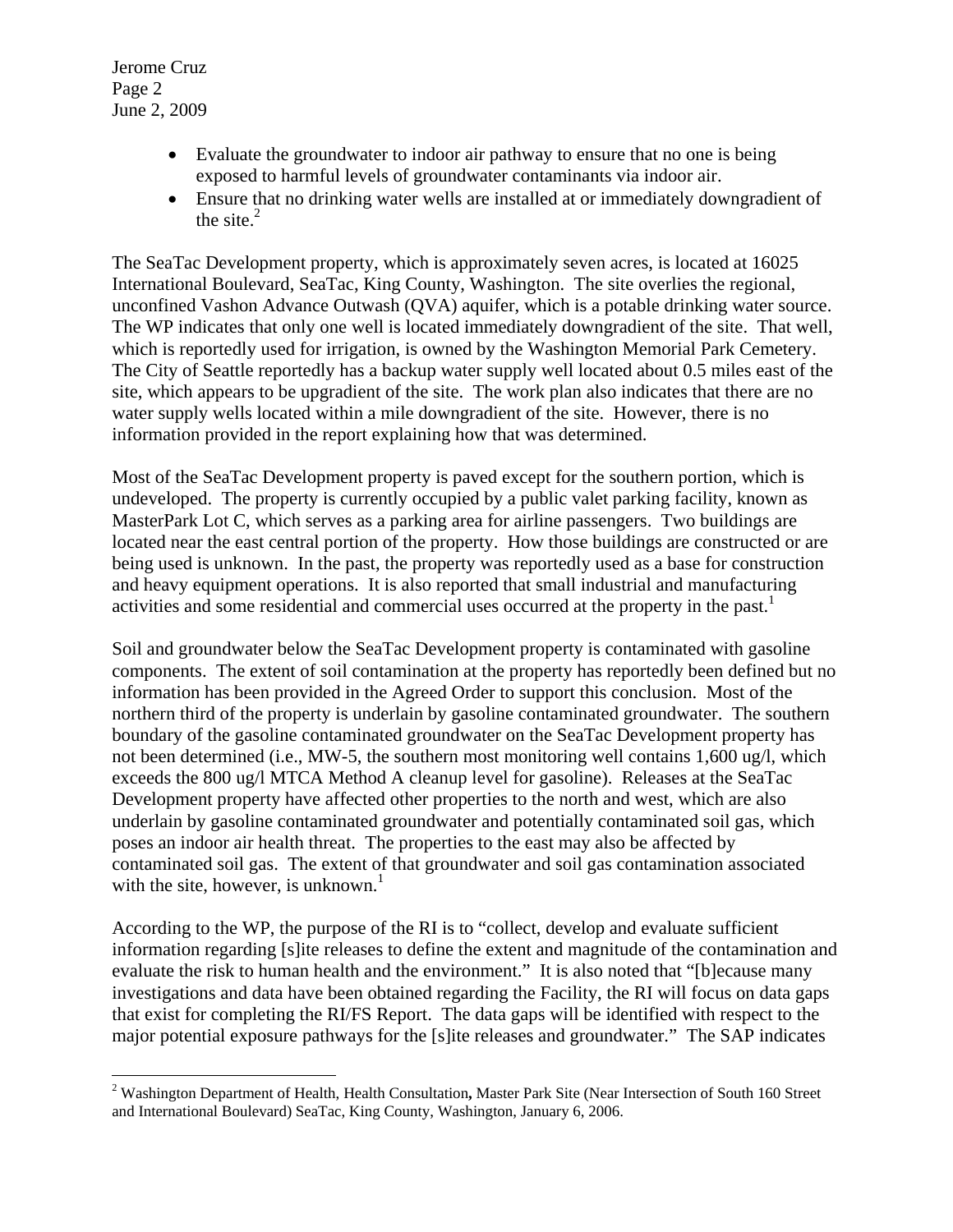- Evaluate the groundwater to indoor air pathway to ensure that no one is being exposed to harmful levels of groundwater contaminants via indoor air.
- Ensure that no drinking water wells are installed at or immediately downgradient of the site.[2]

The SeaTac Development property, which is approximately seven acres, is located at 16025 International Boulevard, SeaTac, King County, Washington. The site overlies the regional, unconfined Vashon Advance Outwash (QVA) aquifer, which is a potable drinking water source. The WP indicates that only one well is located immediately downgradient of the site. That well, which is reportedly used for irrigation, is owned by the Washington Memorial Park Cemetery. The City of Seattle reportedly has a backup water supply well located about 0.5 miles east of the site, which appears to be upgradient of the site. The work plan also indicates that there are no water supply wells located within a mile downgradient of the site. However, there is no information provided in the report explaining how that was determined.

Most of the SeaTac Development property is paved except for the southern portion, which is undeveloped. The property is currently occupied by a public valet parking facility, known as MasterPark Lot C, which serves as a parking area for airline passengers. Two buildings are located near the east central portion of the property. How those buildings are constructed or are being used is unknown. In the past, the property was reportedly used as a base for construction and heavy equipment operations. It is also reported that small industrial and manufacturing activities and some residential and commercial uses occurred at the property in the past.[1]

Soil and groundwater below the SeaTac Development property is contaminated with gasoline components. The extent of soil contamination at the property has reportedly been defined but no information has been provided in the Agreed Order to support this conclusion. Most of the northern third of the property is underlain by gasoline contaminated groundwater. The southern boundary of the gasoline contaminated groundwater on the SeaTac Development property has not been determined (i.e., MW-5, the southern most monitoring well contains 1,600 ug/l, which exceeds the 800 ug/l MTCA Method A cleanup level for gasoline). Releases at the SeaTac Development property have affected other properties to the north and west, which are also underlain by gasoline contaminated groundwater and potentially contaminated soil gas, which poses an indoor air health threat. The properties to the east may also be affected by contaminated soil gas. The extent of that groundwater and soil gas contamination associated with the site, however, is unknown.[1]

According to the WP, the purpose of the RI is to "collect, develop and evaluate sufficient information regarding [s]ite releases to define the extent and magnitude of the contamination and evaluate the risk to human health and the environment." It is also noted that "[b]ecause many investigations and data have been obtained regarding the Facility, the RI will focus on data gaps that exist for completing the RI/FS Report. The data gaps will be identified with respect to the major potential exposure pathways for the [s]ite releases and groundwater." The SAP indicates

---

[2] Washington Department of Health, Health Consultation**,** Master Park Site (Near Intersection of South 160 Street and International Boulevard) SeaTac, King County, Washington, January 6, 2006.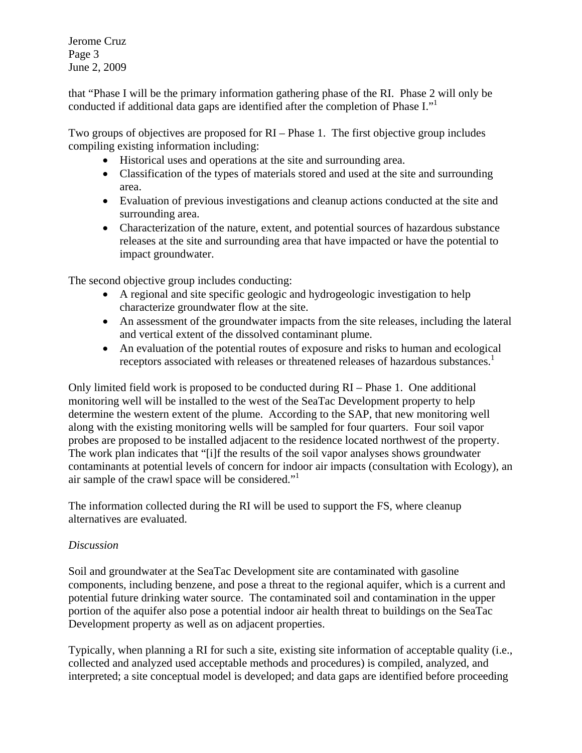that "Phase I will be the primary information gathering phase of the RI. Phase 2 will only be conducted if additional data gaps are identified after the completion of Phase I."[1]

Two groups of objectives are proposed for RI – Phase 1. The first objective group includes compiling existing information including:

- Historical uses and operations at the site and surrounding area.
- Classification of the types of materials stored and used at the site and surrounding area.
- Evaluation of previous investigations and cleanup actions conducted at the site and surrounding area.
- Characterization of the nature, extent, and potential sources of hazardous substance releases at the site and surrounding area that have impacted or have the potential to impact groundwater.

The second objective group includes conducting:

- A regional and site specific geologic and hydrogeologic investigation to help characterize groundwater flow at the site.
- An assessment of the groundwater impacts from the site releases, including the lateral and vertical extent of the dissolved contaminant plume.
- An evaluation of the potential routes of exposure and risks to human and ecological receptors associated with releases or threatened releases of hazardous substances.[1]

Only limited field work is proposed to be conducted during RI – Phase 1. One additional monitoring well will be installed to the west of the SeaTac Development property to help determine the western extent of the plume. According to the SAP, that new monitoring well along with the existing monitoring wells will be sampled for four quarters. Four soil vapor probes are proposed to be installed adjacent to the residence located northwest of the property. The work plan indicates that "[i]f the results of the soil vapor analyses shows groundwater contaminants at potential levels of concern for indoor air impacts (consultation with Ecology), an air sample of the crawl space will be considered."[1]

The information collected during the RI will be used to support the FS, where cleanup alternatives are evaluated.

*Discussion*

Soil and groundwater at the SeaTac Development site are contaminated with gasoline components, including benzene, and pose a threat to the regional aquifer, which is a current and potential future drinking water source. The contaminated soil and contamination in the upper portion of the aquifer also pose a potential indoor air health threat to buildings on the SeaTac Development property as well as on adjacent properties.

Typically, when planning a RI for such a site, existing site information of acceptable quality (i.e., collected and analyzed used acceptable methods and procedures) is compiled, analyzed, and interpreted; a site conceptual model is developed; and data gaps are identified before proceeding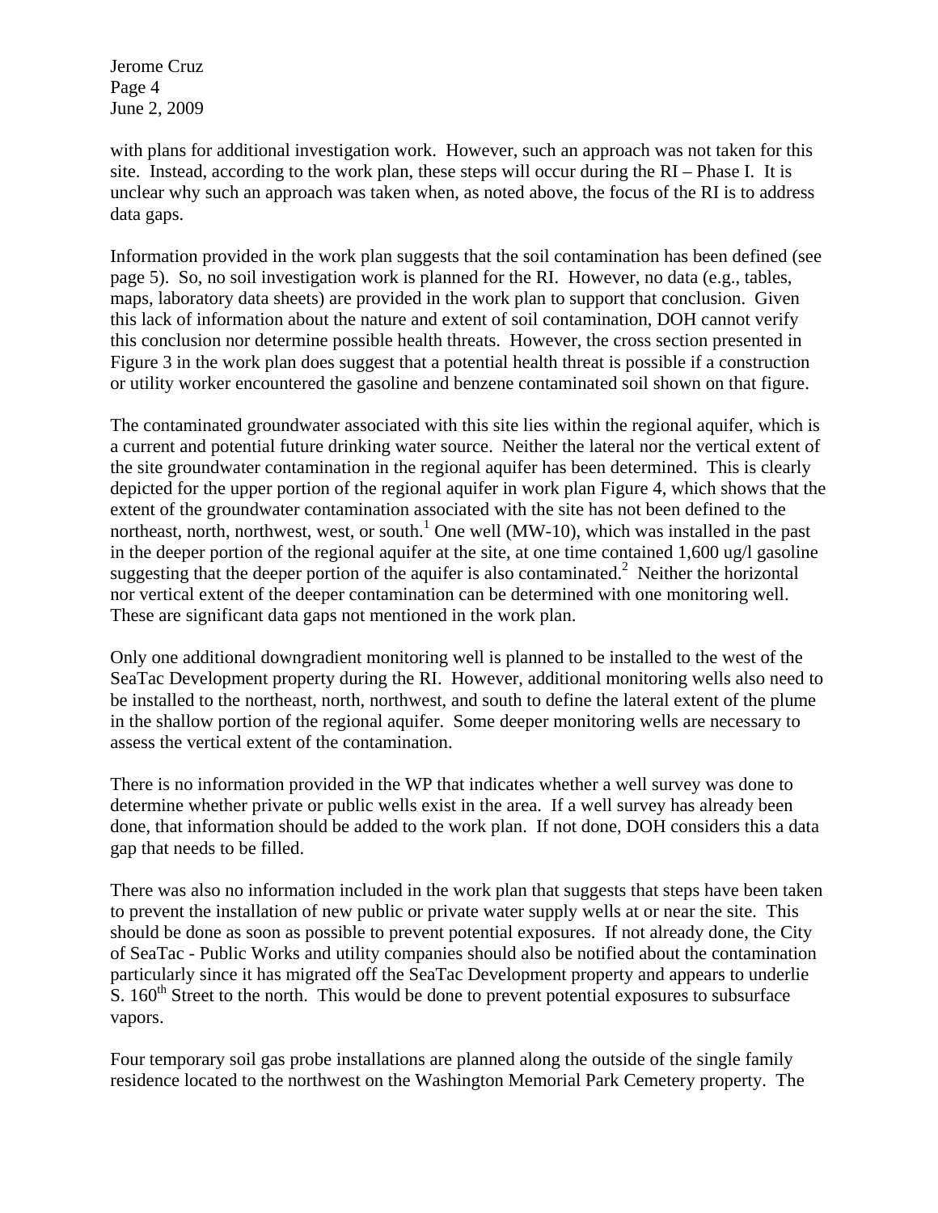with plans for additional investigation work. However, such an approach was not taken for this site. Instead, according to the work plan, these steps will occur during the RI – Phase I. It is unclear why such an approach was taken when, as noted above, the focus of the RI is to address data gaps.

Information provided in the work plan suggests that the soil contamination has been defined (see page 5). So, no soil investigation work is planned for the RI. However, no data (e.g., tables, maps, laboratory data sheets) are provided in the work plan to support that conclusion. Given this lack of information about the nature and extent of soil contamination, DOH cannot verify this conclusion nor determine possible health threats. However, the cross section presented in Figure 3 in the work plan does suggest that a potential health threat is possible if a construction or utility worker encountered the gasoline and benzene contaminated soil shown on that figure.

The contaminated groundwater associated with this site lies within the regional aquifer, which is a current and potential future drinking water source. Neither the lateral nor the vertical extent of the site groundwater contamination in the regional aquifer has been determined. This is clearly depicted for the upper portion of the regional aquifer in work plan Figure 4, which shows that the extent of the groundwater contamination associated with the site has not been defined to the northeast, north, northwest, west, or south.[1] One well (MW-10), which was installed in the past in the deeper portion of the regional aquifer at the site, at one time contained 1,600 ug/l gasoline suggesting that the deeper portion of the aquifer is also contaminated.[2] Neither the horizontal nor vertical extent of the deeper contamination can be determined with one monitoring well. These are significant data gaps not mentioned in the work plan.

Only one additional downgradient monitoring well is planned to be installed to the west of the SeaTac Development property during the RI. However, additional monitoring wells also need to be installed to the northeast, north, northwest, and south to define the lateral extent of the plume in the shallow portion of the regional aquifer. Some deeper monitoring wells are necessary to assess the vertical extent of the contamination.

There is no information provided in the WP that indicates whether a well survey was done to determine whether private or public wells exist in the area. If a well survey has already been done, that information should be added to the work plan. If not done, DOH considers this a data gap that needs to be filled.

There was also no information included in the work plan that suggests that steps have been taken to prevent the installation of new public or private water supply wells at or near the site. This should be done as soon as possible to prevent potential exposures. If not already done, the City of SeaTac - Public Works and utility companies should also be notified about the contamination particularly since it has migrated off the SeaTac Development property and appears to underlie S. 160th Street to the north. This would be done to prevent potential exposures to subsurface vapors.

Four temporary soil gas probe installations are planned along the outside of the single family residence located to the northwest on the Washington Memorial Park Cemetery property. The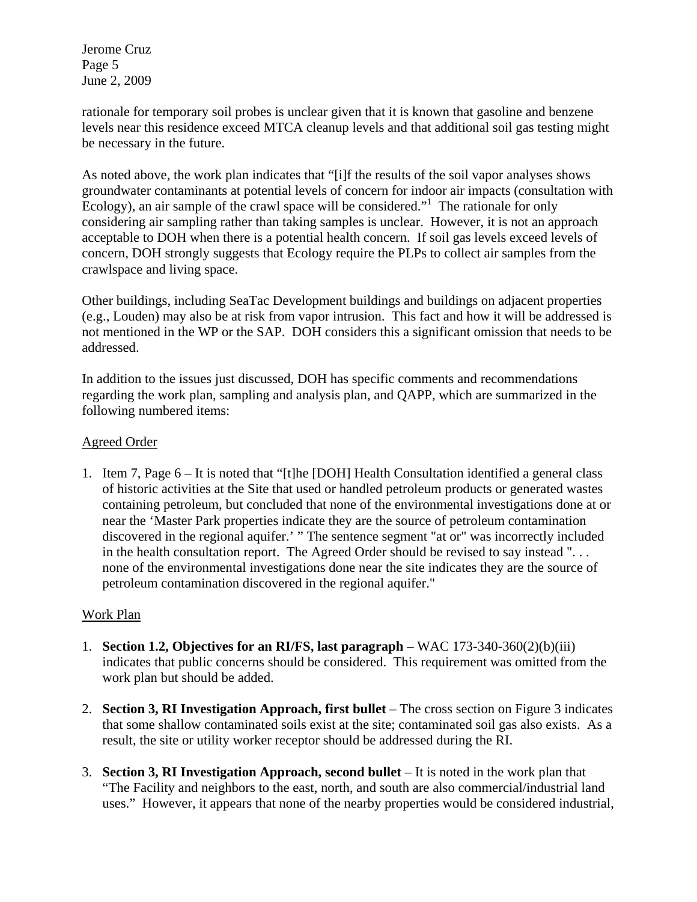rationale for temporary soil probes is unclear given that it is known that gasoline and benzene levels near this residence exceed MTCA cleanup levels and that additional soil gas testing might be necessary in the future.

As noted above, the work plan indicates that "[i]f the results of the soil vapor analyses shows groundwater contaminants at potential levels of concern for indoor air impacts (consultation with Ecology), an air sample of the crawl space will be considered."[1] The rationale for only considering air sampling rather than taking samples is unclear. However, it is not an approach acceptable to DOH when there is a potential health concern. If soil gas levels exceed levels of concern, DOH strongly suggests that Ecology require the PLPs to collect air samples from the crawlspace and living space.

Other buildings, including SeaTac Development buildings and buildings on adjacent properties (e.g., Louden) may also be at risk from vapor intrusion. This fact and how it will be addressed is not mentioned in the WP or the SAP. DOH considers this a significant omission that needs to be addressed.

In addition to the issues just discussed, DOH has specific comments and recommendations regarding the work plan, sampling and analysis plan, and QAPP, which are summarized in the following numbered items:

Agreed Order

1. Item 7, Page 6 – It is noted that "[t]he [DOH] Health Consultation identified a general class of historic activities at the Site that used or handled petroleum products or generated wastes containing petroleum, but concluded that none of the environmental investigations done at or near the 'Master Park properties indicate they are the source of petroleum contamination discovered in the regional aquifer.' " The sentence segment "at or" was incorrectly included in the health consultation report. The Agreed Order should be revised to say instead ". . . none of the environmental investigations done near the site indicates they are the source of petroleum contamination discovered in the regional aquifer."

Work Plan

1. **Section 1.2, Objectives for an RI/FS, last paragraph** – WAC 173-340-360(2)(b)(iii) indicates that public concerns should be considered. This requirement was omitted from the work plan but should be added.

2. **Section 3, RI Investigation Approach, first bullet** – The cross section on Figure 3 indicates that some shallow contaminated soils exist at the site; contaminated soil gas also exists. As a result, the site or utility worker receptor should be addressed during the RI.

3. **Section 3, RI Investigation Approach, second bullet** – It is noted in the work plan that "The Facility and neighbors to the east, north, and south are also commercial/industrial land uses." However, it appears that none of the nearby properties would be considered industrial,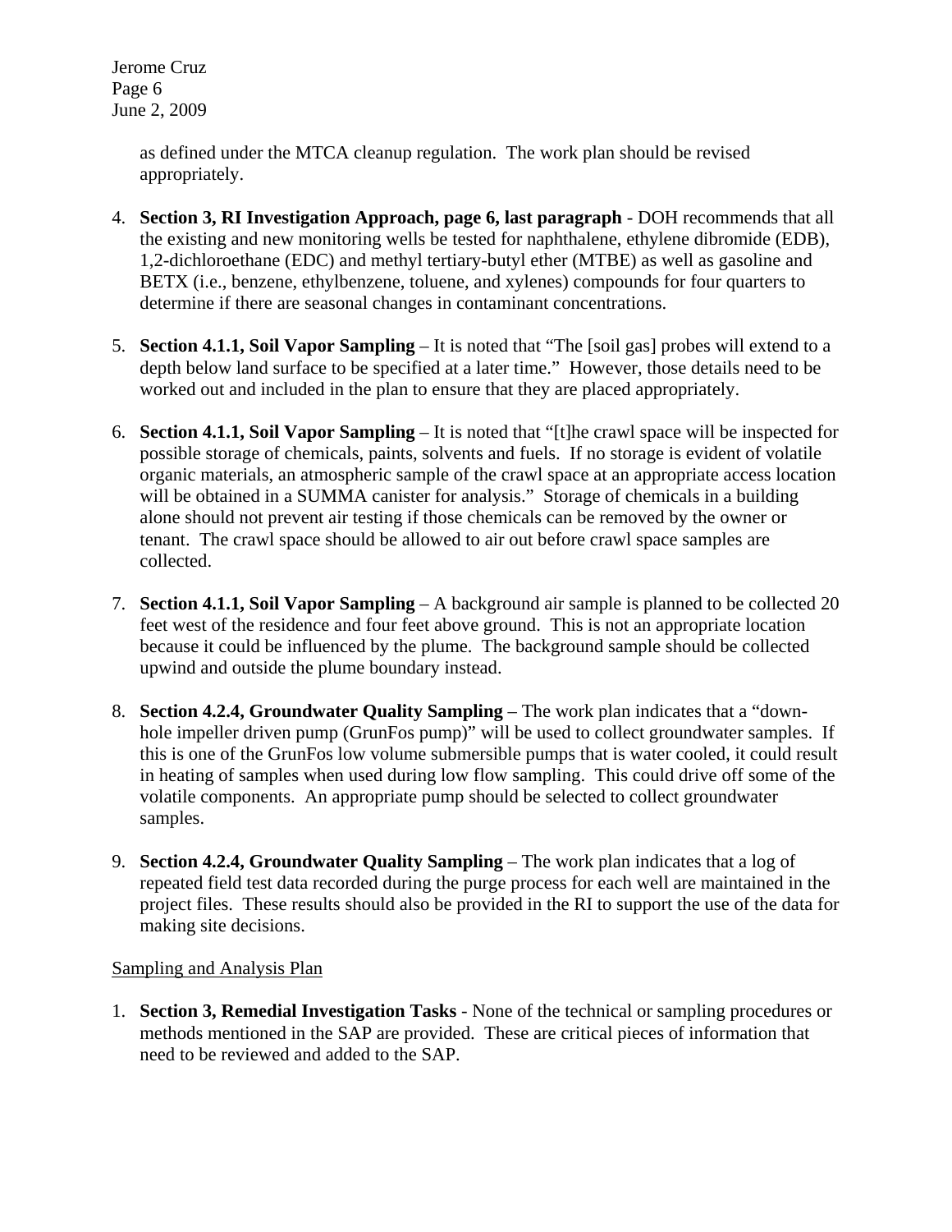as defined under the MTCA cleanup regulation. The work plan should be revised appropriately.

4. **Section 3, RI Investigation Approach, page 6, last paragraph** - DOH recommends that all the existing and new monitoring wells be tested for naphthalene, ethylene dibromide (EDB), 1,2-dichloroethane (EDC) and methyl tertiary-butyl ether (MTBE) as well as gasoline and BETX (i.e., benzene, ethylbenzene, toluene, and xylenes) compounds for four quarters to determine if there are seasonal changes in contaminant concentrations.

5. **Section 4.1.1, Soil Vapor Sampling** – It is noted that "The [soil gas] probes will extend to a depth below land surface to be specified at a later time." However, those details need to be worked out and included in the plan to ensure that they are placed appropriately.

6. **Section 4.1.1, Soil Vapor Sampling** – It is noted that "[t]he crawl space will be inspected for possible storage of chemicals, paints, solvents and fuels. If no storage is evident of volatile organic materials, an atmospheric sample of the crawl space at an appropriate access location will be obtained in a SUMMA canister for analysis." Storage of chemicals in a building alone should not prevent air testing if those chemicals can be removed by the owner or tenant. The crawl space should be allowed to air out before crawl space samples are collected.

7. **Section 4.1.1, Soil Vapor Sampling** – A background air sample is planned to be collected 20 feet west of the residence and four feet above ground. This is not an appropriate location because it could be influenced by the plume. The background sample should be collected upwind and outside the plume boundary instead.

8. **Section 4.2.4, Groundwater Quality Sampling** – The work plan indicates that a "down-hole impeller driven pump (GrunFos pump)" will be used to collect groundwater samples. If this is one of the GrunFos low volume submersible pumps that is water cooled, it could result in heating of samples when used during low flow sampling. This could drive off some of the volatile components. An appropriate pump should be selected to collect groundwater samples.

9. **Section 4.2.4, Groundwater Quality Sampling** – The work plan indicates that a log of repeated field test data recorded during the purge process for each well are maintained in the project files. These results should also be provided in the RI to support the use of the data for making site decisions.

Sampling and Analysis Plan

1. **Section 3, Remedial Investigation Tasks** - None of the technical or sampling procedures or methods mentioned in the SAP are provided. These are critical pieces of information that need to be reviewed and added to the SAP.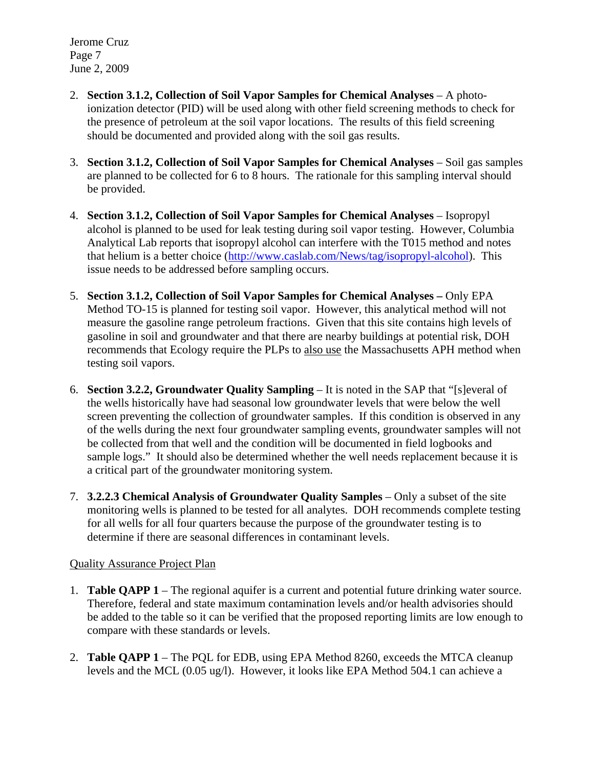2. **Section 3.1.2, Collection of Soil Vapor Samples for Chemical Analyses** – A photo-ionization detector (PID) will be used along with other field screening methods to check for the presence of petroleum at the soil vapor locations. The results of this field screening should be documented and provided along with the soil gas results.

3. **Section 3.1.2, Collection of Soil Vapor Samples for Chemical Analyses** – Soil gas samples are planned to be collected for 6 to 8 hours. The rationale for this sampling interval should be provided.

4. **Section 3.1.2, Collection of Soil Vapor Samples for Chemical Analyses** – Isopropyl alcohol is planned to be used for leak testing during soil vapor testing. However, Columbia Analytical Lab reports that isopropyl alcohol can interfere with the T015 method and notes that helium is a better choice (http://www.caslab.com/News/tag/isopropyl-alcohol). This issue needs to be addressed before sampling occurs.

5. **Section 3.1.2, Collection of Soil Vapor Samples for Chemical Analyses –** Only EPA Method TO-15 is planned for testing soil vapor. However, this analytical method will not measure the gasoline range petroleum fractions. Given that this site contains high levels of gasoline in soil and groundwater and that there are nearby buildings at potential risk, DOH recommends that Ecology require the PLPs to <u>also use</u> the Massachusetts APH method when testing soil vapors.

6. **Section 3.2.2, Groundwater Quality Sampling** – It is noted in the SAP that "[s]everal of the wells historically have had seasonal low groundwater levels that were below the well screen preventing the collection of groundwater samples. If this condition is observed in any of the wells during the next four groundwater sampling events, groundwater samples will not be collected from that well and the condition will be documented in field logbooks and sample logs." It should also be determined whether the well needs replacement because it is a critical part of the groundwater monitoring system.

7. **3.2.2.3 Chemical Analysis of Groundwater Quality Samples** – Only a subset of the site monitoring wells is planned to be tested for all analytes. DOH recommends complete testing for all wells for all four quarters because the purpose of the groundwater testing is to determine if there are seasonal differences in contaminant levels.

<u>Quality Assurance Project Plan</u>

1. **Table QAPP 1** – The regional aquifer is a current and potential future drinking water source. Therefore, federal and state maximum contamination levels and/or health advisories should be added to the table so it can be verified that the proposed reporting limits are low enough to compare with these standards or levels.

2. **Table QAPP 1** – The PQL for EDB, using EPA Method 8260, exceeds the MTCA cleanup levels and the MCL (0.05 ug/l). However, it looks like EPA Method 504.1 can achieve a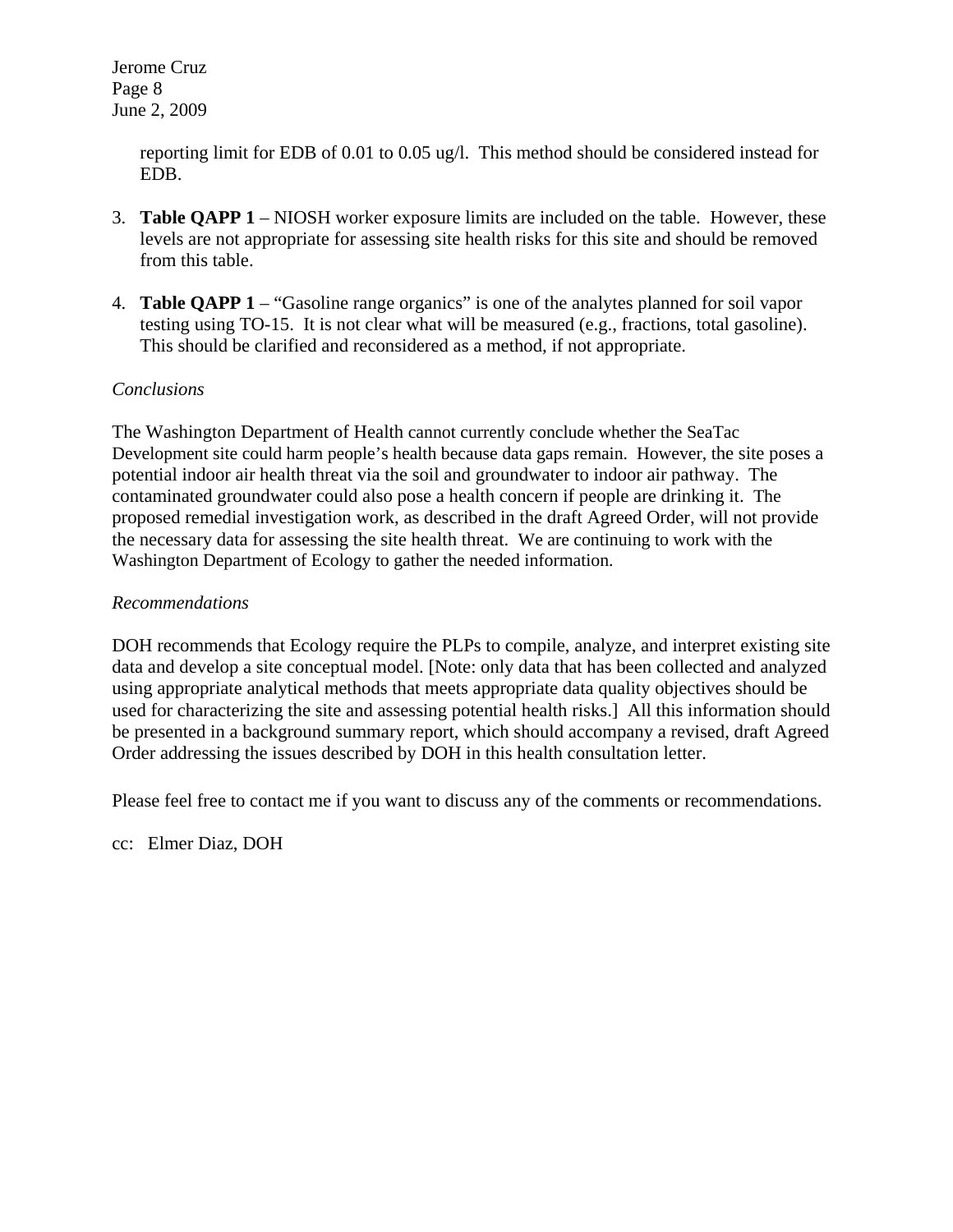reporting limit for EDB of 0.01 to 0.05 ug/l. This method should be considered instead for EDB.

3. **Table QAPP 1** – NIOSH worker exposure limits are included on the table. However, these levels are not appropriate for assessing site health risks for this site and should be removed from this table.

4. **Table QAPP 1** – "Gasoline range organics" is one of the analytes planned for soil vapor testing using TO-15. It is not clear what will be measured (e.g., fractions, total gasoline). This should be clarified and reconsidered as a method, if not appropriate.

*Conclusions*

The Washington Department of Health cannot currently conclude whether the SeaTac Development site could harm people's health because data gaps remain. However, the site poses a potential indoor air health threat via the soil and groundwater to indoor air pathway. The contaminated groundwater could also pose a health concern if people are drinking it. The proposed remedial investigation work, as described in the draft Agreed Order, will not provide the necessary data for assessing the site health threat. We are continuing to work with the Washington Department of Ecology to gather the needed information.

*Recommendations*

DOH recommends that Ecology require the PLPs to compile, analyze, and interpret existing site data and develop a site conceptual model. [Note: only data that has been collected and analyzed using appropriate analytical methods that meets appropriate data quality objectives should be used for characterizing the site and assessing potential health risks.] All this information should be presented in a background summary report, which should accompany a revised, draft Agreed Order addressing the issues described by DOH in this health consultation letter.

Please feel free to contact me if you want to discuss any of the comments or recommendations.

cc: Elmer Diaz, DOH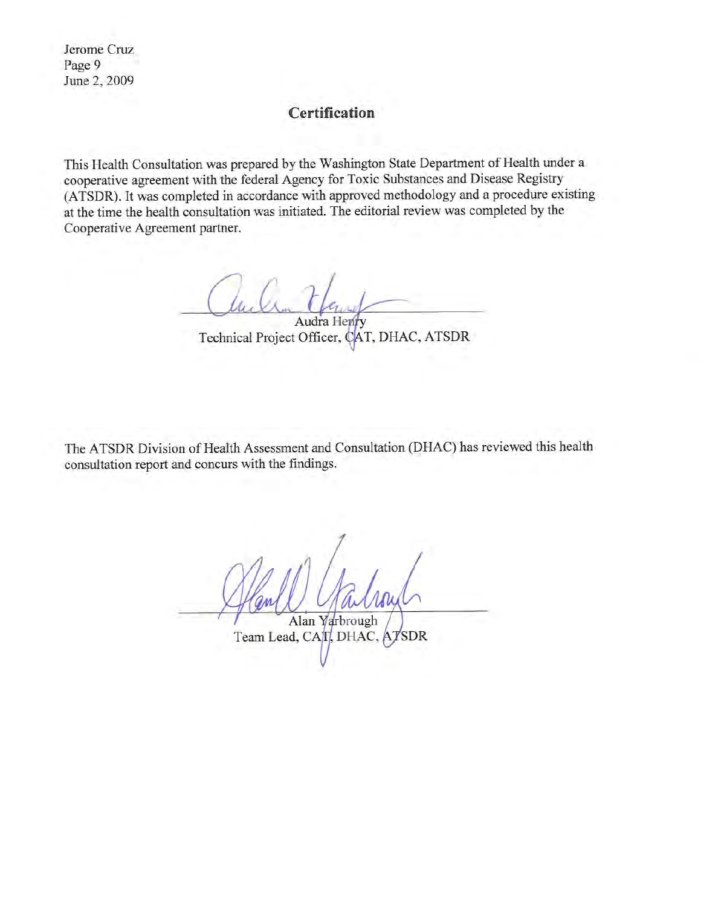## Certification

This Health Consultation was prepared by the Washington State Department of Health under a cooperative agreement with the federal Agency for Toxic Substances and Disease Registry (ATSDR). It was completed in accordance with approved methodology and a procedure existing at the time the health consultation was initiated. The editorial review was completed by the Cooperative Agreement partner.

Audra Henry
Technical Project Officer, CAT, DHAC, ATSDR

The ATSDR Division of Health Assessment and Consultation (DHAC) has reviewed this health consultation report and concurs with the findings.

Alan Yarbrough
Team Lead, CAT, DHAC, ATSDR